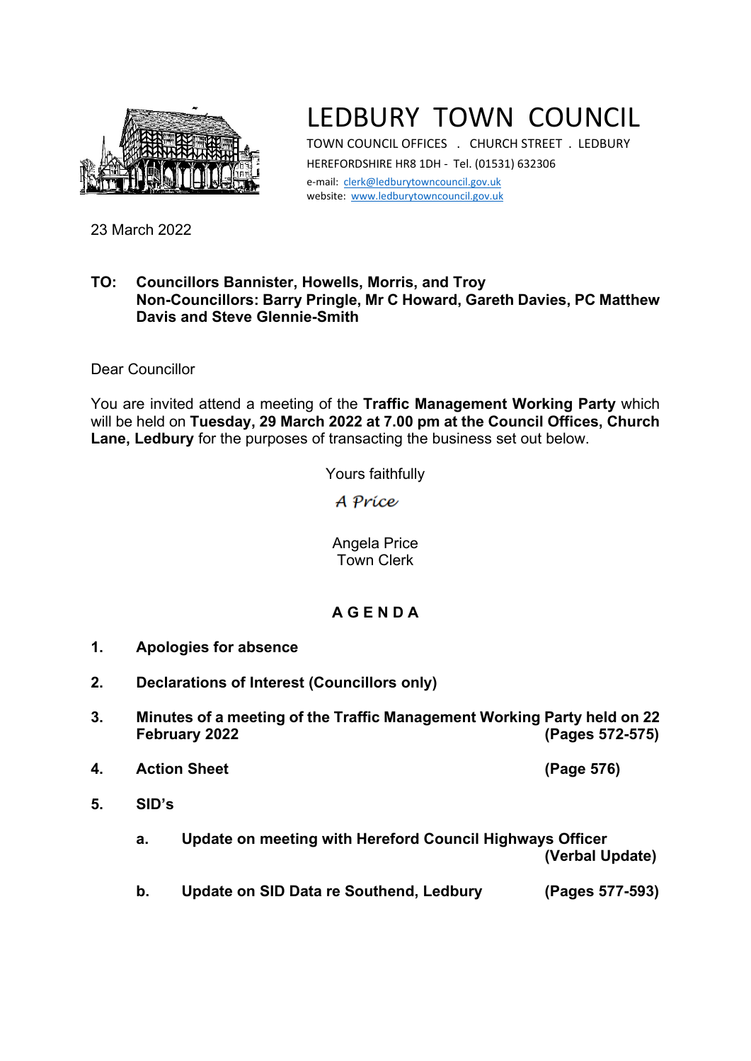# LEDBURY TOWN COUNCIL

TOWN COUNCIL OFFICES . CHURCH STREET . LEDBURY
HEREFORDSHIRE HR8 1DH - Tel. (01531) 632306
e-mail: clerk@ledburytowncouncil.gov.uk
website: www.ledburytowncouncil.gov.uk

23 March 2022

**TO: Councillors Bannister, Howells, Morris, and Troy**
**Non-Councillors: Barry Pringle, Mr C Howard, Gareth Davies, PC Matthew Davis and Steve Glennie-Smith**

Dear Councillor

You are invited attend a meeting of the **Traffic Management Working Party** which will be held on **Tuesday, 29 March 2022 at 7.00 pm at the Council Offices, Church Lane, Ledbury** for the purposes of transacting the business set out below.

Yours faithfully

*A Price*

Angela Price
Town Clerk

## A G E N D A

1. **Apologies for absence**

2. **Declarations of Interest (Councillors only)**

3. **Minutes of a meeting of the Traffic Management Working Party held on 22 February 2022** **(Pages 572-575)**

4. **Action Sheet** **(Page 576)**

5. **SID's**

   a. **Update on meeting with Hereford Council Highways Officer** **(Verbal Update)**

   b. **Update on SID Data re Southend, Ledbury** **(Pages 577-593)**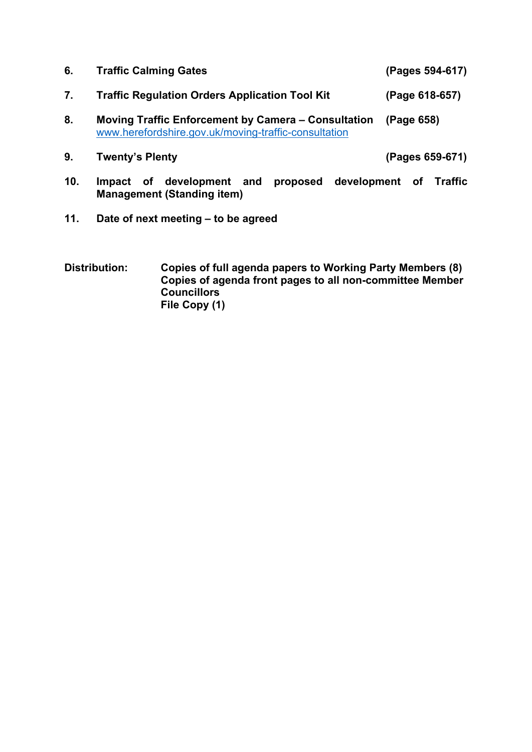**6.** **Traffic Calming Gates** **(Pages 594-617)**

**7.** **Traffic Regulation Orders Application Tool Kit** **(Page 618-657)**

**8.** **Moving Traffic Enforcement by Camera – Consultation** **(Page 658)**
[www.herefordshire.gov.uk/moving-traffic-consultation](http://www.herefordshire.gov.uk/moving-traffic-consultation)

**9.** **Twenty's Plenty** **(Pages 659-671)**

**10.** **Impact of development and proposed development of Traffic Management (Standing item)**

**11.** **Date of next meeting – to be agreed**

**Distribution:** **Copies of full agenda papers to Working Party Members (8)**
**Copies of agenda front pages to all non-committee Member Councillors**
**File Copy (1)**